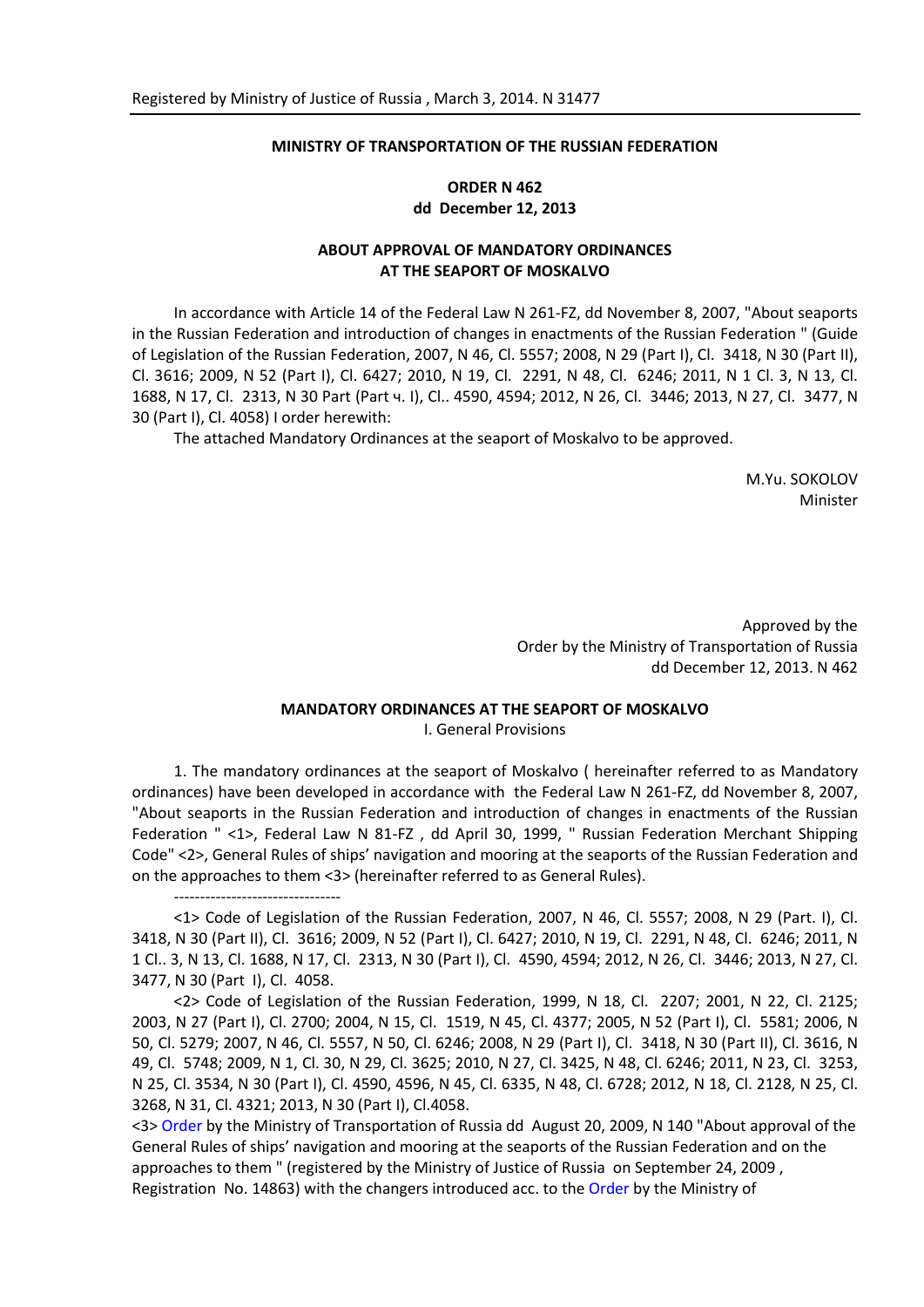Registered by Ministry of Justice of Russia , March 3, 2014. N 31477

**MINISTRY OF TRANSPORTATION OF THE RUSSIAN FEDERATION**

**ORDER N 462**
**dd December 12, 2013**

**ABOUT APPROVAL OF MANDATORY ORDINANCES AT THE SEAPORT OF MOSKALVO**

In accordance with Article 14 of the Federal Law N 261-FZ, dd November 8, 2007, "About seaports in the Russian Federation and introduction of changes in enactments of the Russian Federation " (Guide of Legislation of the Russian Federation, 2007, N 46, Cl. 5557; 2008, N 29 (Part I), Cl. 3418, N 30 (Part II), Cl. 3616; 2009, N 52 (Part I), Cl. 6427; 2010, N 19, Cl. 2291, N 48, Cl. 6246; 2011, N 1 Cl. 3, N 13, Cl. 1688, N 17, Cl. 2313, N 30 Part (Part ч. I), Cl.. 4590, 4594; 2012, N 26, Cl. 3446; 2013, N 27, Cl. 3477, N 30 (Part I), Cl. 4058) I order herewith:

The attached Mandatory Ordinances at the seaport of Moskalvo to be approved.

M.Yu. SOKOLOV
Minister

Approved by the
Order by the Ministry of Transportation of Russia
dd December 12, 2013. N 462

## MANDATORY ORDINANCES AT THE SEAPORT OF MOSKALVO

### I. General Provisions

1. The mandatory ordinances at the seaport of Moskalvo ( hereinafter referred to as Mandatory ordinances) have been developed in accordance with the Federal Law N 261-FZ, dd November 8, 2007, "About seaports in the Russian Federation and introduction of changes in enactments of the Russian Federation " <1>, Federal Law N 81-FZ , dd April 30, 1999, " Russian Federation Merchant Shipping Code" <2>, General Rules of ships' navigation and mooring at the seaports of the Russian Federation and on the approaches to them <3> (hereinafter referred to as General Rules).

--------------------------------

<1> Code of Legislation of the Russian Federation, 2007, N 46, Cl. 5557; 2008, N 29 (Part. I), Cl. 3418, N 30 (Part II), Cl. 3616; 2009, N 52 (Part I), Cl. 6427; 2010, N 19, Cl. 2291, N 48, Cl. 6246; 2011, N 1 Cl.. 3, N 13, Cl. 1688, N 17, Cl. 2313, N 30 (Part I), Cl. 4590, 4594; 2012, N 26, Cl. 3446; 2013, N 27, Cl. 3477, N 30 (Part I), Cl. 4058.

<2> Code of Legislation of the Russian Federation, 1999, N 18, Cl. 2207; 2001, N 22, Cl. 2125; 2003, N 27 (Part I), Cl. 2700; 2004, N 15, Cl. 1519, N 45, Cl. 4377; 2005, N 52 (Part I), Cl. 5581; 2006, N 50, Cl. 5279; 2007, N 46, Cl. 5557, N 50, Cl. 6246; 2008, N 29 (Part I), Cl. 3418, N 30 (Part II), Cl. 3616, N 49, Cl. 5748; 2009, N 1, Cl. 30, N 29, Cl. 3625; 2010, N 27, Cl. 3425, N 48, Cl. 6246; 2011, N 23, Cl. 3253, N 25, Cl. 3534, N 30 (Part I), Cl. 4590, 4596, N 45, Cl. 6335, N 48, Cl. 6728; 2012, N 18, Cl. 2128, N 25, Cl. 3268, N 31, Cl. 4321; 2013, N 30 (Part I), Cl.4058.

<3> Order by the Ministry of Transportation of Russia dd August 20, 2009, N 140 "About approval of the General Rules of ships' navigation and mooring at the seaports of the Russian Federation and on the approaches to them " (registered by the Ministry of Justice of Russia on September 24, 2009 , Registration No. 14863) with the changers introduced acc. to the Order by the Ministry of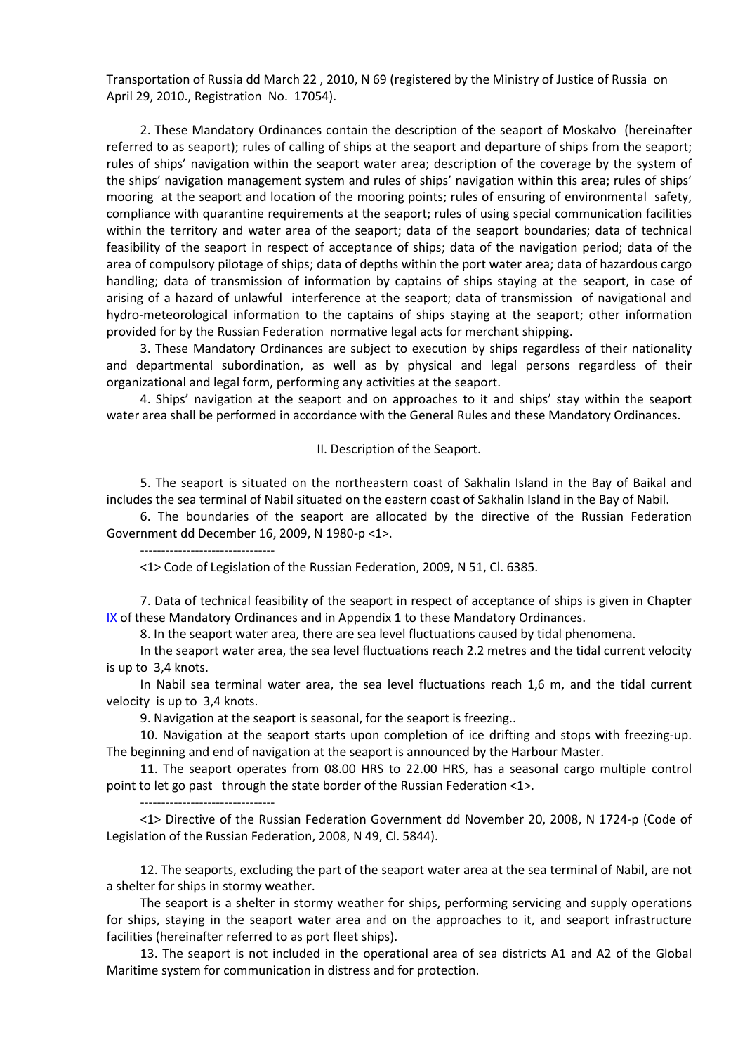Transportation of Russia dd March 22 , 2010, N 69 (registered by the Ministry of Justice of Russia on April 29, 2010., Registration No. 17054).

2. These Mandatory Ordinances contain the description of the seaport of Moskalvo (hereinafter referred to as seaport); rules of calling of ships at the seaport and departure of ships from the seaport; rules of ships' navigation within the seaport water area; description of the coverage by the system of the ships' navigation management system and rules of ships' navigation within this area; rules of ships' mooring at the seaport and location of the mooring points; rules of ensuring of environmental safety, compliance with quarantine requirements at the seaport; rules of using special communication facilities within the territory and water area of the seaport; data of the seaport boundaries; data of technical feasibility of the seaport in respect of acceptance of ships; data of the navigation period; data of the area of compulsory pilotage of ships; data of depths within the port water area; data of hazardous cargo handling; data of transmission of information by captains of ships staying at the seaport, in case of arising of a hazard of unlawful interference at the seaport; data of transmission of navigational and hydro-meteorological information to the captains of ships staying at the seaport; other information provided for by the Russian Federation normative legal acts for merchant shipping.

3. These Mandatory Ordinances are subject to execution by ships regardless of their nationality and departmental subordination, as well as by physical and legal persons regardless of their organizational and legal form, performing any activities at the seaport.

4. Ships' navigation at the seaport and on approaches to it and ships' stay within the seaport water area shall be performed in accordance with the General Rules and these Mandatory Ordinances.

## II. Description of the Seaport.

5. The seaport is situated on the northeastern coast of Sakhalin Island in the Bay of Baikal and includes the sea terminal of Nabil situated on the eastern coast of Sakhalin Island in the Bay of Nabil.

6. The boundaries of the seaport are allocated by the directive of the Russian Federation Government dd December 16, 2009, N 1980-p <1>.

--------------------------------

<1> Code of Legislation of the Russian Federation, 2009, N 51, Cl. 6385.

7. Data of technical feasibility of the seaport in respect of acceptance of ships is given in Chapter IX of these Mandatory Ordinances and in Appendix 1 to these Mandatory Ordinances.

8. In the seaport water area, there are sea level fluctuations caused by tidal phenomena.

In the seaport water area, the sea level fluctuations reach 2.2 metres and the tidal current velocity is up to 3,4 knots.

In Nabil sea terminal water area, the sea level fluctuations reach 1,6 m, and the tidal current velocity is up to 3,4 knots.

9. Navigation at the seaport is seasonal, for the seaport is freezing..

10. Navigation at the seaport starts upon completion of ice drifting and stops with freezing-up. The beginning and end of navigation at the seaport is announced by the Harbour Master.

11. The seaport operates from 08.00 HRS to 22.00 HRS, has a seasonal cargo multiple control point to let go past through the state border of the Russian Federation <1>.

--------------------------------

<1> Directive of the Russian Federation Government dd November 20, 2008, N 1724-p (Code of Legislation of the Russian Federation, 2008, N 49, Cl. 5844).

12. The seaports, excluding the part of the seaport water area at the sea terminal of Nabil, are not a shelter for ships in stormy weather.

The seaport is a shelter in stormy weather for ships, performing servicing and supply operations for ships, staying in the seaport water area and on the approaches to it, and seaport infrastructure facilities (hereinafter referred to as port fleet ships).

13. The seaport is not included in the operational area of sea districts A1 and A2 of the Global Maritime system for communication in distress and for protection.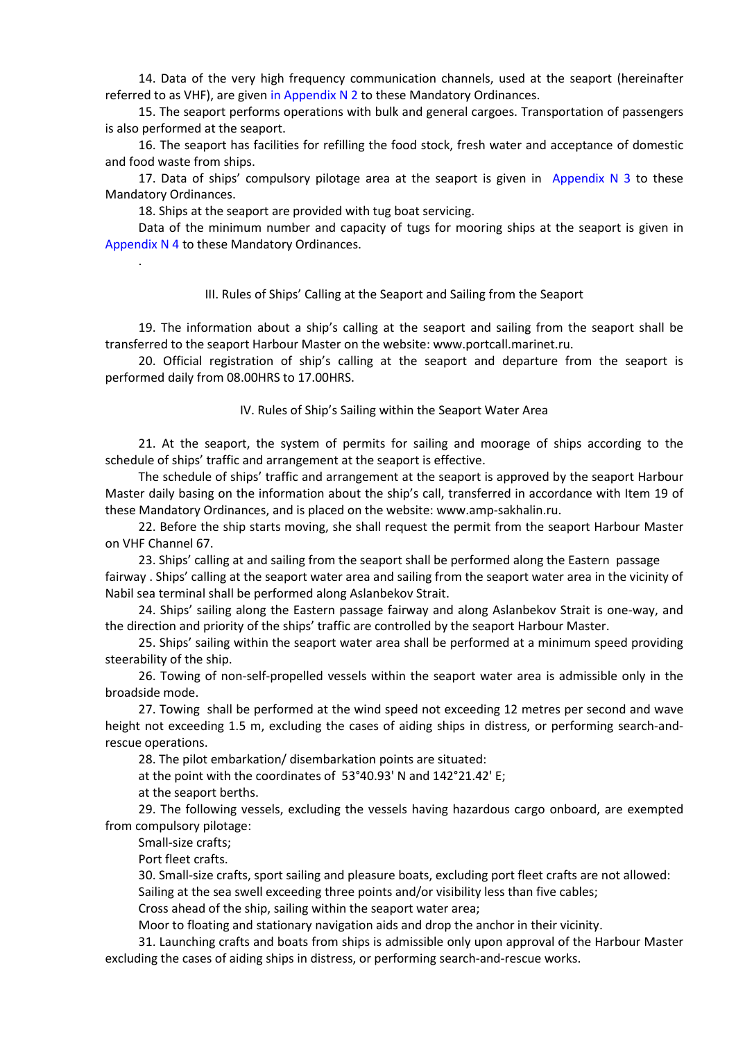14. Data of the very high frequency communication channels, used at the seaport (hereinafter referred to as VHF), are given in Appendix N 2 to these Mandatory Ordinances.

15. The seaport performs operations with bulk and general cargoes. Transportation of passengers is also performed at the seaport.

16. The seaport has facilities for refilling the food stock, fresh water and acceptance of domestic and food waste from ships.

17. Data of ships' compulsory pilotage area at the seaport is given in Appendix N 3 to these Mandatory Ordinances.

18. Ships at the seaport are provided with tug boat servicing.

Data of the minimum number and capacity of tugs for mooring ships at the seaport is given in Appendix N 4 to these Mandatory Ordinances.

## III. Rules of Ships' Calling at the Seaport and Sailing from the Seaport

19. The information about a ship's calling at the seaport and sailing from the seaport shall be transferred to the seaport Harbour Master on the website: www.portcall.marinet.ru.

20. Official registration of ship's calling at the seaport and departure from the seaport is performed daily from 08.00HRS to 17.00HRS.

## IV. Rules of Ship's Sailing within the Seaport Water Area

21. At the seaport, the system of permits for sailing and moorage of ships according to the schedule of ships' traffic and arrangement at the seaport is effective.

The schedule of ships' traffic and arrangement at the seaport is approved by the seaport Harbour Master daily basing on the information about the ship's call, transferred in accordance with Item 19 of these Mandatory Ordinances, and is placed on the website: www.amp-sakhalin.ru.

22. Before the ship starts moving, she shall request the permit from the seaport Harbour Master on VHF Channel 67.

23. Ships' calling at and sailing from the seaport shall be performed along the Eastern passage fairway . Ships' calling at the seaport water area and sailing from the seaport water area in the vicinity of Nabil sea terminal shall be performed along Aslanbekov Strait.

24. Ships' sailing along the Eastern passage fairway and along Aslanbekov Strait is one-way, and the direction and priority of the ships' traffic are controlled by the seaport Harbour Master.

25. Ships' sailing within the seaport water area shall be performed at a minimum speed providing steerability of the ship.

26. Towing of non-self-propelled vessels within the seaport water area is admissible only in the broadside mode.

27. Towing shall be performed at the wind speed not exceeding 12 metres per second and wave height not exceeding 1.5 m, excluding the cases of aiding ships in distress, or performing search-and-rescue operations.

28. The pilot embarkation/ disembarkation points are situated:

at the point with the coordinates of 53°40.93' N and 142°21.42' E;

at the seaport berths.

29. The following vessels, excluding the vessels having hazardous cargo onboard, are exempted from compulsory pilotage:

Small-size crafts;

Port fleet crafts.

30. Small-size crafts, sport sailing and pleasure boats, excluding port fleet crafts are not allowed:

Sailing at the sea swell exceeding three points and/or visibility less than five cables;

Cross ahead of the ship, sailing within the seaport water area;

Moor to floating and stationary navigation aids and drop the anchor in their vicinity.

31. Launching crafts and boats from ships is admissible only upon approval of the Harbour Master excluding the cases of aiding ships in distress, or performing search-and-rescue works.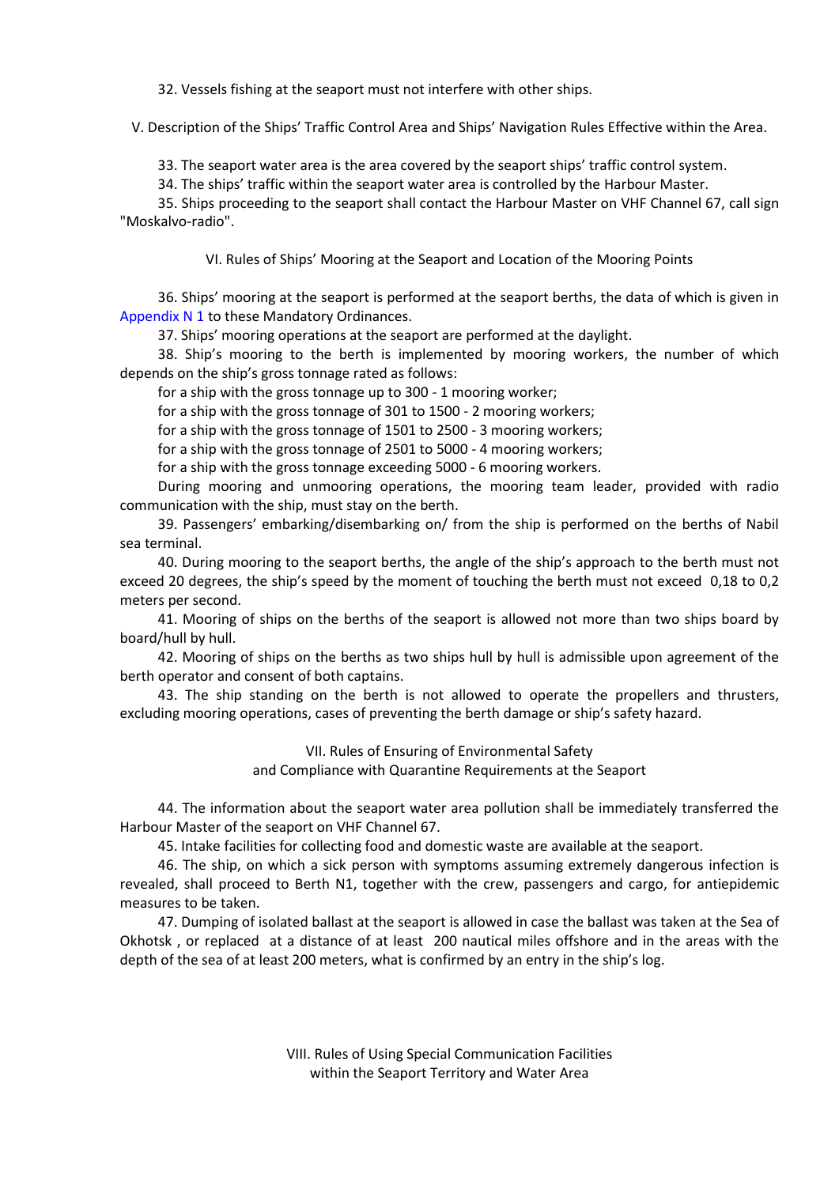32. Vessels fishing at the seaport must not interfere with other ships.

## V. Description of the Ships' Traffic Control Area and Ships' Navigation Rules Effective within the Area.

33. The seaport water area is the area covered by the seaport ships' traffic control system.

34. The ships' traffic within the seaport water area is controlled by the Harbour Master.

35. Ships proceeding to the seaport shall contact the Harbour Master on VHF Channel 67, call sign "Moskalvo-radio".

## VI. Rules of Ships' Mooring at the Seaport and Location of the Mooring Points

36. Ships' mooring at the seaport is performed at the seaport berths, the data of which is given in Appendix N 1 to these Mandatory Ordinances.

37. Ships' mooring operations at the seaport are performed at the daylight.

38. Ship's mooring to the berth is implemented by mooring workers, the number of which depends on the ship's gross tonnage rated as follows:

for a ship with the gross tonnage up to 300 - 1 mooring worker;

for a ship with the gross tonnage of 301 to 1500 - 2 mooring workers;

for a ship with the gross tonnage of 1501 to 2500 - 3 mooring workers;

for a ship with the gross tonnage of 2501 to 5000 - 4 mooring workers;

for a ship with the gross tonnage exceeding 5000 - 6 mooring workers.

During mooring and unmooring operations, the mooring team leader, provided with radio communication with the ship, must stay on the berth.

39. Passengers' embarking/disembarking on/ from the ship is performed on the berths of Nabil sea terminal.

40. During mooring to the seaport berths, the angle of the ship's approach to the berth must not exceed 20 degrees, the ship's speed by the moment of touching the berth must not exceed 0,18 to 0,2 meters per second.

41. Mooring of ships on the berths of the seaport is allowed not more than two ships board by board/hull by hull.

42. Mooring of ships on the berths as two ships hull by hull is admissible upon agreement of the berth operator and consent of both captains.

43. The ship standing on the berth is not allowed to operate the propellers and thrusters, excluding mooring operations, cases of preventing the berth damage or ship's safety hazard.

## VII. Rules of Ensuring of Environmental Safety and Compliance with Quarantine Requirements at the Seaport

44. The information about the seaport water area pollution shall be immediately transferred the Harbour Master of the seaport on VHF Channel 67.

45. Intake facilities for collecting food and domestic waste are available at the seaport.

46. The ship, on which a sick person with symptoms assuming extremely dangerous infection is revealed, shall proceed to Berth N1, together with the crew, passengers and cargo, for antiepidemic measures to be taken.

47. Dumping of isolated ballast at the seaport is allowed in case the ballast was taken at the Sea of Okhotsk , or replaced at a distance of at least 200 nautical miles offshore and in the areas with the depth of the sea of at least 200 meters, what is confirmed by an entry in the ship's log.

## VIII. Rules of Using Special Communication Facilities within the Seaport Territory and Water Area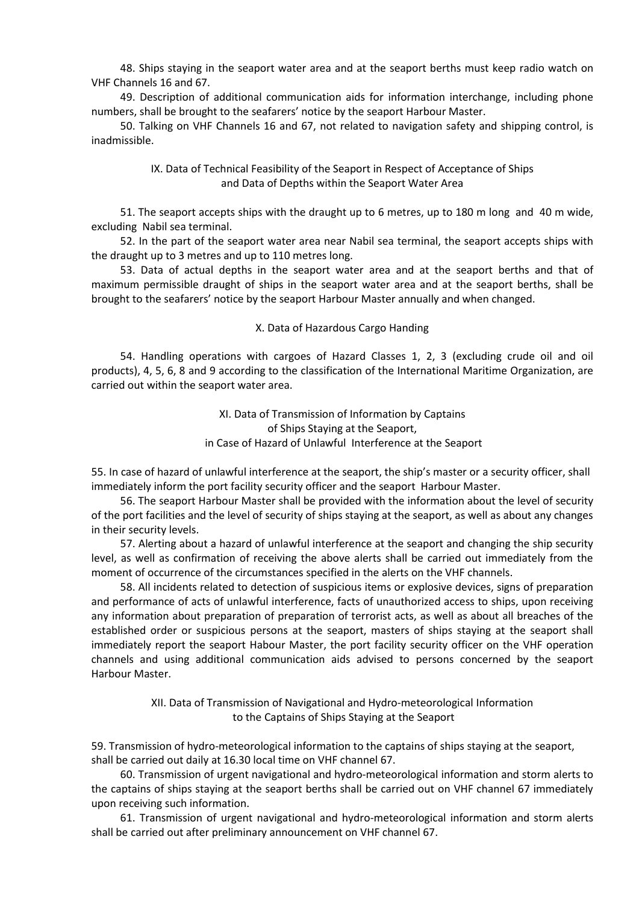48. Ships staying in the seaport water area and at the seaport berths must keep radio watch on VHF Channels 16 and 67.

49. Description of additional communication aids for information interchange, including phone numbers, shall be brought to the seafarers' notice by the seaport Harbour Master.

50. Talking on VHF Channels 16 and 67, not related to navigation safety and shipping control, is inadmissible.

## IX. Data of Technical Feasibility of the Seaport in Respect of Acceptance of Ships and Data of Depths within the Seaport Water Area

51. The seaport accepts ships with the draught up to 6 metres, up to 180 m long and 40 m wide, excluding Nabil sea terminal.

52. In the part of the seaport water area near Nabil sea terminal, the seaport accepts ships with the draught up to 3 metres and up to 110 metres long.

53. Data of actual depths in the seaport water area and at the seaport berths and that of maximum permissible draught of ships in the seaport water area and at the seaport berths, shall be brought to the seafarers' notice by the seaport Harbour Master annually and when changed.

## X. Data of Hazardous Cargo Handing

54. Handling operations with cargoes of Hazard Classes 1, 2, 3 (excluding crude oil and oil products), 4, 5, 6, 8 and 9 according to the classification of the International Maritime Organization, are carried out within the seaport water area.

## XI. Data of Transmission of Information by Captains of Ships Staying at the Seaport, in Case of Hazard of Unlawful Interference at the Seaport

55. In case of hazard of unlawful interference at the seaport, the ship's master or a security officer, shall immediately inform the port facility security officer and the seaport Harbour Master.

56. The seaport Harbour Master shall be provided with the information about the level of security of the port facilities and the level of security of ships staying at the seaport, as well as about any changes in their security levels.

57. Alerting about a hazard of unlawful interference at the seaport and changing the ship security level, as well as confirmation of receiving the above alerts shall be carried out immediately from the moment of occurrence of the circumstances specified in the alerts on the VHF channels.

58. All incidents related to detection of suspicious items or explosive devices, signs of preparation and performance of acts of unlawful interference, facts of unauthorized access to ships, upon receiving any information about preparation of preparation of terrorist acts, as well as about all breaches of the established order or suspicious persons at the seaport, masters of ships staying at the seaport shall immediately report the seaport Habour Master, the port facility security officer on the VHF operation channels and using additional communication aids advised to persons concerned by the seaport Harbour Master.

## XII. Data of Transmission of Navigational and Hydro-meteorological Information to the Captains of Ships Staying at the Seaport

59. Transmission of hydro-meteorological information to the captains of ships staying at the seaport, shall be carried out daily at 16.30 local time on VHF channel 67.

60. Transmission of urgent navigational and hydro-meteorological information and storm alerts to the captains of ships staying at the seaport berths shall be carried out on VHF channel 67 immediately upon receiving such information.

61. Transmission of urgent navigational and hydro-meteorological information and storm alerts shall be carried out after preliminary announcement on VHF channel 67.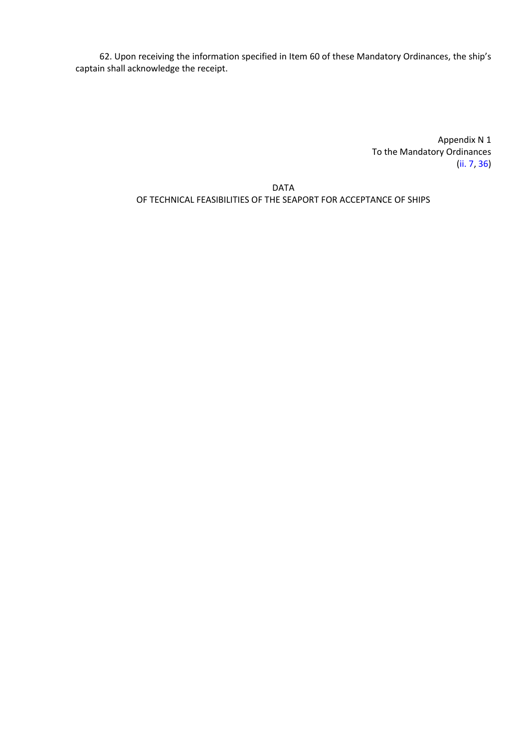62. Upon receiving the information specified in Item 60 of these Mandatory Ordinances, the ship's captain shall acknowledge the receipt.

Appendix N 1
To the Mandatory Ordinances
(ii. 7, 36)

DATA
OF TECHNICAL FEASIBILITIES OF THE SEAPORT FOR ACCEPTANCE OF SHIPS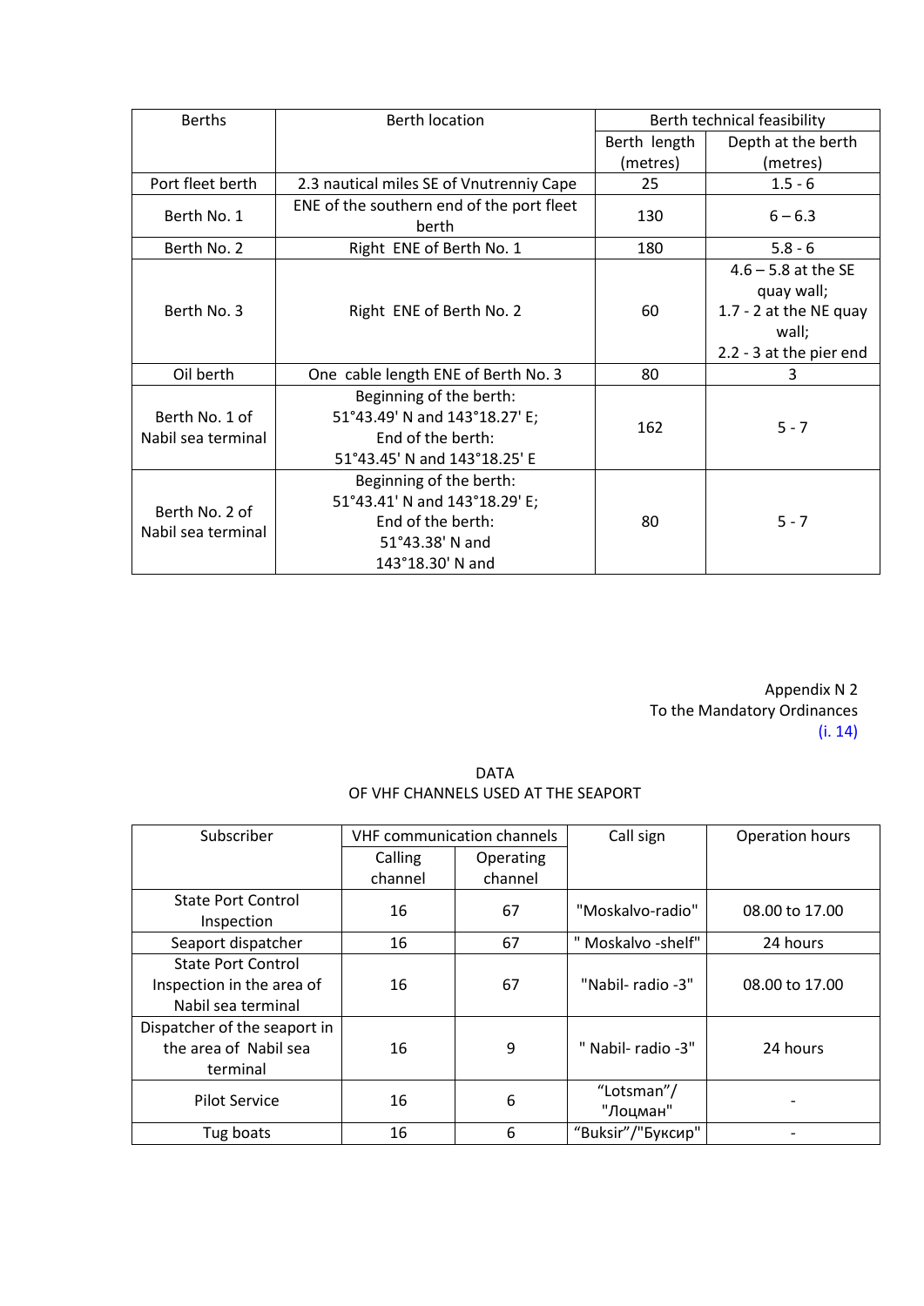| Berths | Berth location | Berth technical feasibility | |
|---|---|---|---|
| | | Berth length (metres) | Depth at the berth (metres) |
| Port fleet berth | 2.3 nautical miles SE of Vnutrenniy Cape | 25 | 1.5 - 6 |
| Berth No. 1 | ENE of the southern end of the port fleet berth | 130 | 6 – 6.3 |
| Berth No. 2 | Right ENE of Berth No. 1 | 180 | 5.8 - 6 |
| Berth No. 3 | Right ENE of Berth No. 2 | 60 | 4.6 – 5.8 at the SE quay wall;<br>1.7 - 2 at the NE quay wall;<br>2.2 - 3 at the pier end |
| Oil berth | One cable length ENE of Berth No. 3 | 80 | 3 |
| Berth No. 1 of Nabil sea terminal | Beginning of the berth:<br>51°43.49' N and 143°18.27' E;<br>End of the berth:<br>51°43.45' N and 143°18.25' E | 162 | 5 - 7 |
| Berth No. 2 of Nabil sea terminal | Beginning of the berth:<br>51°43.41' N and 143°18.29' E;<br>End of the berth:<br>51°43.38' N and<br>143°18.30' N and | 80 | 5 - 7 |

Appendix N 2
To the Mandatory Ordinances
(i. 14)

DATA
OF VHF CHANNELS USED AT THE SEAPORT

| Subscriber | VHF communication channels | | Call sign | Operation hours |
|---|---|---|---|---|
| | Calling channel | Operating channel | | |
| State Port Control Inspection | 16 | 67 | "Moskalvo-radio" | 08.00 to 17.00 |
| Seaport dispatcher | 16 | 67 | " Moskalvo -shelf" | 24 hours |
| State Port Control Inspection in the area of Nabil sea terminal | 16 | 67 | "Nabil- radio -3" | 08.00 to 17.00 |
| Dispatcher of the seaport in the area of Nabil sea terminal | 16 | 9 | " Nabil- radio -3" | 24 hours |
| Pilot Service | 16 | 6 | “Lotsman”/ "Лоцман" | - |
| Tug boats | 16 | 6 | “Buksir”/"Буксир" | - |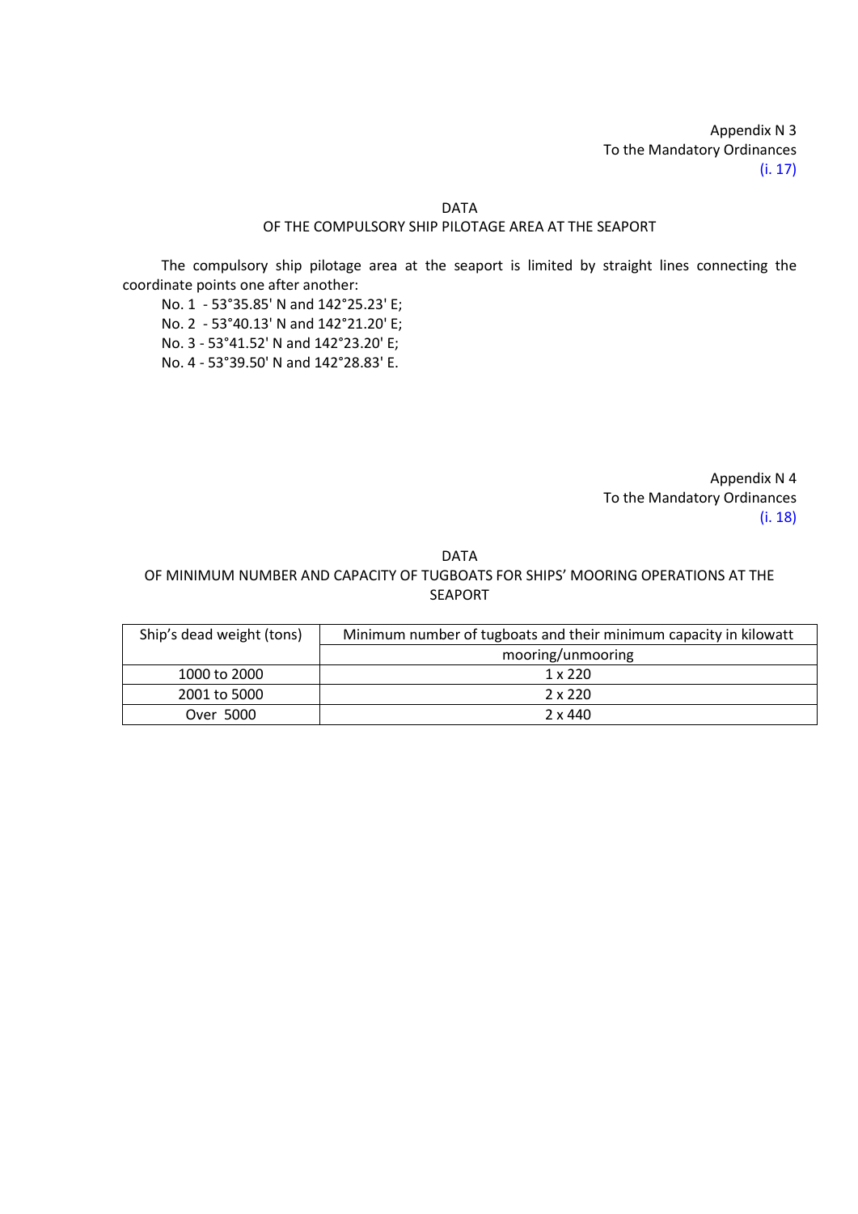Appendix N 3
To the Mandatory Ordinances
(i. 17)

## DATA
## OF THE COMPULSORY SHIP PILOTAGE AREA AT THE SEAPORT

The compulsory ship pilotage area at the seaport is limited by straight lines connecting the coordinate points one after another:

No. 1 - 53°35.85' N and 142°25.23' E;
No. 2 - 53°40.13' N and 142°21.20' E;
No. 3 - 53°41.52' N and 142°23.20' E;
No. 4 - 53°39.50' N and 142°28.83' E.

Appendix N 4
To the Mandatory Ordinances
(i. 18)

## DATA
## OF MINIMUM NUMBER AND CAPACITY OF TUGBOATS FOR SHIPS' MOORING OPERATIONS AT THE SEAPORT

| Ship's dead weight (tons) | Minimum number of tugboats and their minimum capacity in kilowatt |
|---|---|
| | mooring/unmooring |
| 1000 to 2000 | 1 x 220 |
| 2001 to 5000 | 2 x 220 |
| Over 5000 | 2 x 440 |